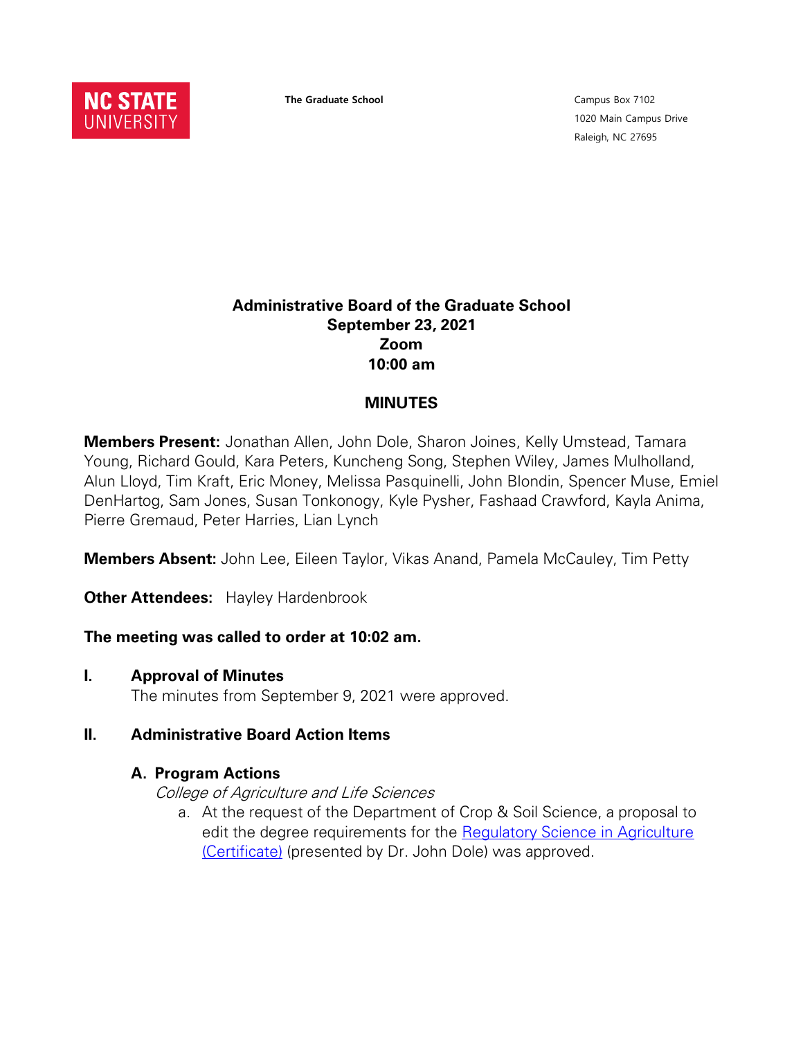NC STATE UNIVERSITY

**The Graduate School**

Campus Box 7102
1020 Main Campus Drive
Raleigh, NC 27695

# Administrative Board of the Graduate School
## September 23, 2021
## Zoom
## 10:00 am

## MINUTES

**Members Present:** Jonathan Allen, John Dole, Sharon Joines, Kelly Umstead, Tamara Young, Richard Gould, Kara Peters, Kuncheng Song, Stephen Wiley, James Mulholland, Alun Lloyd, Tim Kraft, Eric Money, Melissa Pasquinelli, John Blondin, Spencer Muse, Emiel DenHartog, Sam Jones, Susan Tonkonogy, Kyle Pysher, Fashaad Crawford, Kayla Anima, Pierre Gremaud, Peter Harries, Lian Lynch

**Members Absent:** John Lee, Eileen Taylor, Vikas Anand, Pamela McCauley, Tim Petty

**Other Attendees:** Hayley Hardenbrook

**The meeting was called to order at 10:02 am.**

### I. Approval of Minutes

The minutes from September 9, 2021 were approved.

### II. Administrative Board Action Items

#### A. Program Actions

*College of Agriculture and Life Sciences*

a. At the request of the Department of Crop & Soil Science, a proposal to edit the degree requirements for the Regulatory Science in Agriculture (Certificate) (presented by Dr. John Dole) was approved.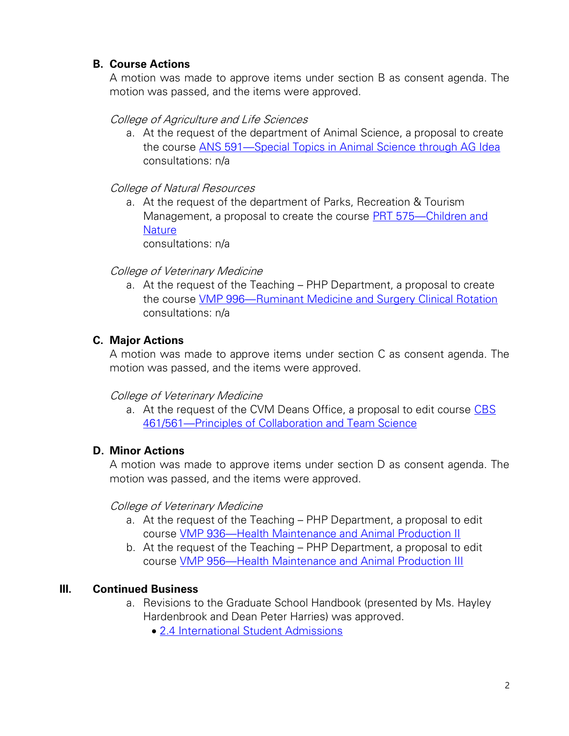## B. Course Actions

A motion was made to approve items under section B as consent agenda. The motion was passed, and the items were approved.

*College of Agriculture and Life Sciences*

a. At the request of the department of Animal Science, a proposal to create the course ANS 591—Special Topics in Animal Science through AG Idea
   consultations: n/a

*College of Natural Resources*

a. At the request of the department of Parks, Recreation & Tourism Management, a proposal to create the course PRT 575—Children and Nature
   consultations: n/a

*College of Veterinary Medicine*

a. At the request of the Teaching – PHP Department, a proposal to create the course VMP 996—Ruminant Medicine and Surgery Clinical Rotation
   consultations: n/a

## C. Major Actions

A motion was made to approve items under section C as consent agenda. The motion was passed, and the items were approved.

*College of Veterinary Medicine*

a. At the request of the CVM Deans Office, a proposal to edit course CBS 461/561—Principles of Collaboration and Team Science

## D. Minor Actions

A motion was made to approve items under section D as consent agenda. The motion was passed, and the items were approved.

*College of Veterinary Medicine*

a. At the request of the Teaching – PHP Department, a proposal to edit course VMP 936—Health Maintenance and Animal Production II
b. At the request of the Teaching – PHP Department, a proposal to edit course VMP 956—Health Maintenance and Animal Production III

# III. Continued Business

a. Revisions to the Graduate School Handbook (presented by Ms. Hayley Hardenbrook and Dean Peter Harries) was approved.
   - 2.4 International Student Admissions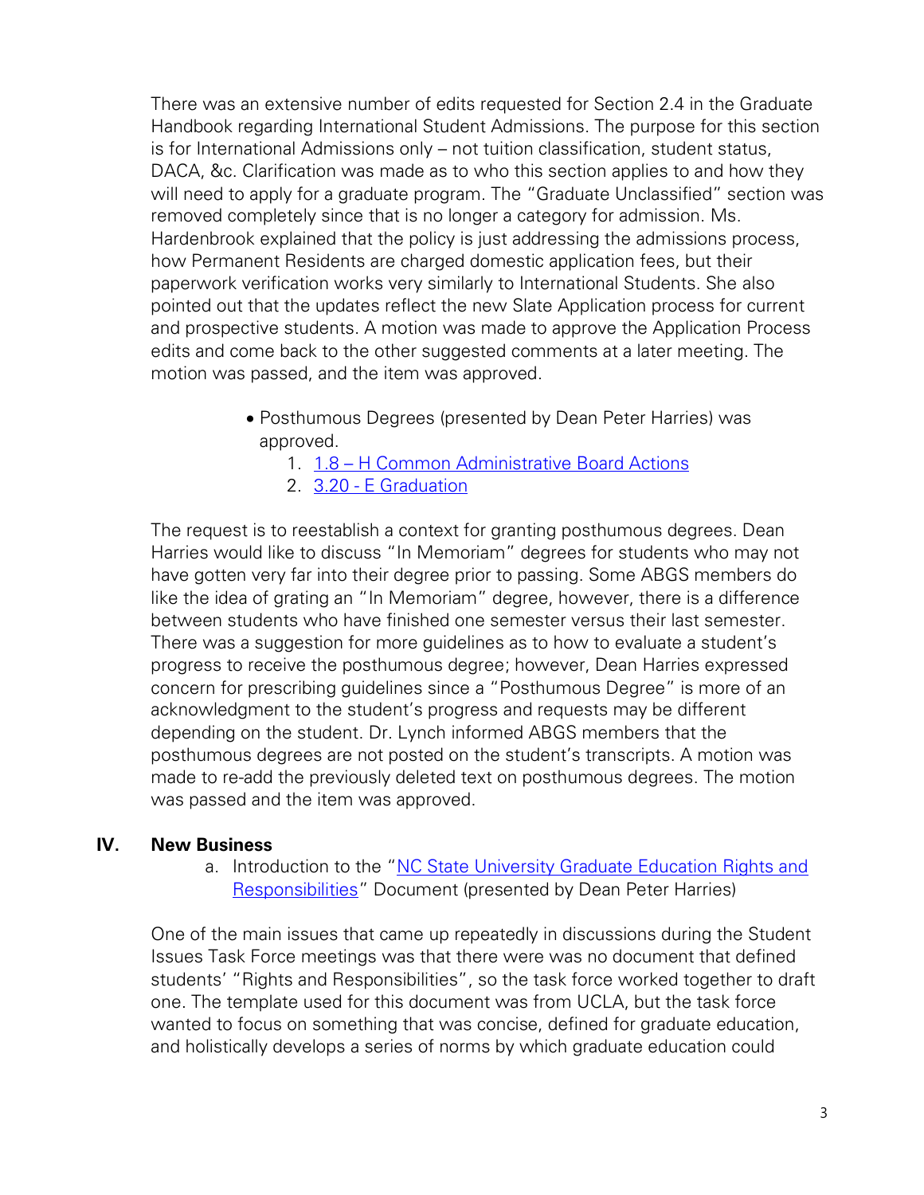There was an extensive number of edits requested for Section 2.4 in the Graduate Handbook regarding International Student Admissions. The purpose for this section is for International Admissions only – not tuition classification, student status, DACA, &c. Clarification was made as to who this section applies to and how they will need to apply for a graduate program. The "Graduate Unclassified" section was removed completely since that is no longer a category for admission. Ms. Hardenbrook explained that the policy is just addressing the admissions process, how Permanent Residents are charged domestic application fees, but their paperwork verification works very similarly to International Students. She also pointed out that the updates reflect the new Slate Application process for current and prospective students. A motion was made to approve the Application Process edits and come back to the other suggested comments at a later meeting. The motion was passed, and the item was approved.

- Posthumous Degrees (presented by Dean Peter Harries) was approved.
    1. 1.8 – H Common Administrative Board Actions
    2. 3.20 - E Graduation

The request is to reestablish a context for granting posthumous degrees. Dean Harries would like to discuss "In Memoriam" degrees for students who may not have gotten very far into their degree prior to passing. Some ABGS members do like the idea of grating an "In Memoriam" degree, however, there is a difference between students who have finished one semester versus their last semester. There was a suggestion for more guidelines as to how to evaluate a student's progress to receive the posthumous degree; however, Dean Harries expressed concern for prescribing guidelines since a "Posthumous Degree" is more of an acknowledgment to the student's progress and requests may be different depending on the student. Dr. Lynch informed ABGS members that the posthumous degrees are not posted on the student's transcripts. A motion was made to re-add the previously deleted text on posthumous degrees. The motion was passed and the item was approved.

## IV. New Business

a. Introduction to the "NC State University Graduate Education Rights and Responsibilities" Document (presented by Dean Peter Harries)

One of the main issues that came up repeatedly in discussions during the Student Issues Task Force meetings was that there were was no document that defined students' "Rights and Responsibilities", so the task force worked together to draft one. The template used for this document was from UCLA, but the task force wanted to focus on something that was concise, defined for graduate education, and holistically develops a series of norms by which graduate education could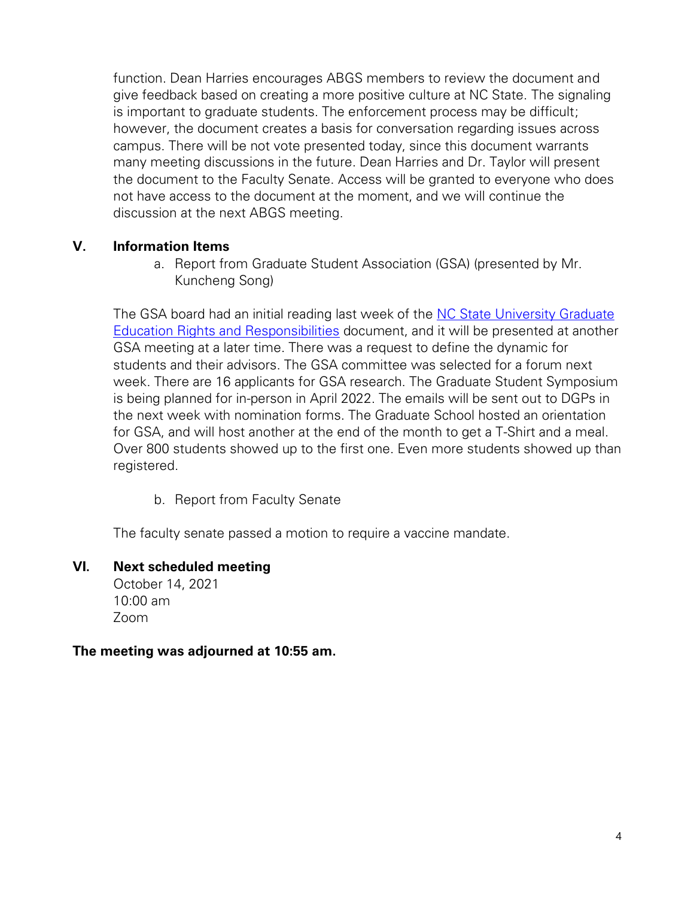function. Dean Harries encourages ABGS members to review the document and give feedback based on creating a more positive culture at NC State. The signaling is important to graduate students. The enforcement process may be difficult; however, the document creates a basis for conversation regarding issues across campus. There will be not vote presented today, since this document warrants many meeting discussions in the future. Dean Harries and Dr. Taylor will present the document to the Faculty Senate. Access will be granted to everyone who does not have access to the document at the moment, and we will continue the discussion at the next ABGS meeting.

## V. Information Items

a. Report from Graduate Student Association (GSA) (presented by Mr. Kuncheng Song)

The GSA board had an initial reading last week of the NC State University Graduate Education Rights and Responsibilities document, and it will be presented at another GSA meeting at a later time. There was a request to define the dynamic for students and their advisors. The GSA committee was selected for a forum next week. There are 16 applicants for GSA research. The Graduate Student Symposium is being planned for in-person in April 2022. The emails will be sent out to DGPs in the next week with nomination forms. The Graduate School hosted an orientation for GSA, and will host another at the end of the month to get a T-Shirt and a meal. Over 800 students showed up to the first one. Even more students showed up than registered.

b. Report from Faculty Senate

The faculty senate passed a motion to require a vaccine mandate.

## VI. Next scheduled meeting

October 14, 2021
10:00 am
Zoom

**The meeting was adjourned at 10:55 am.**